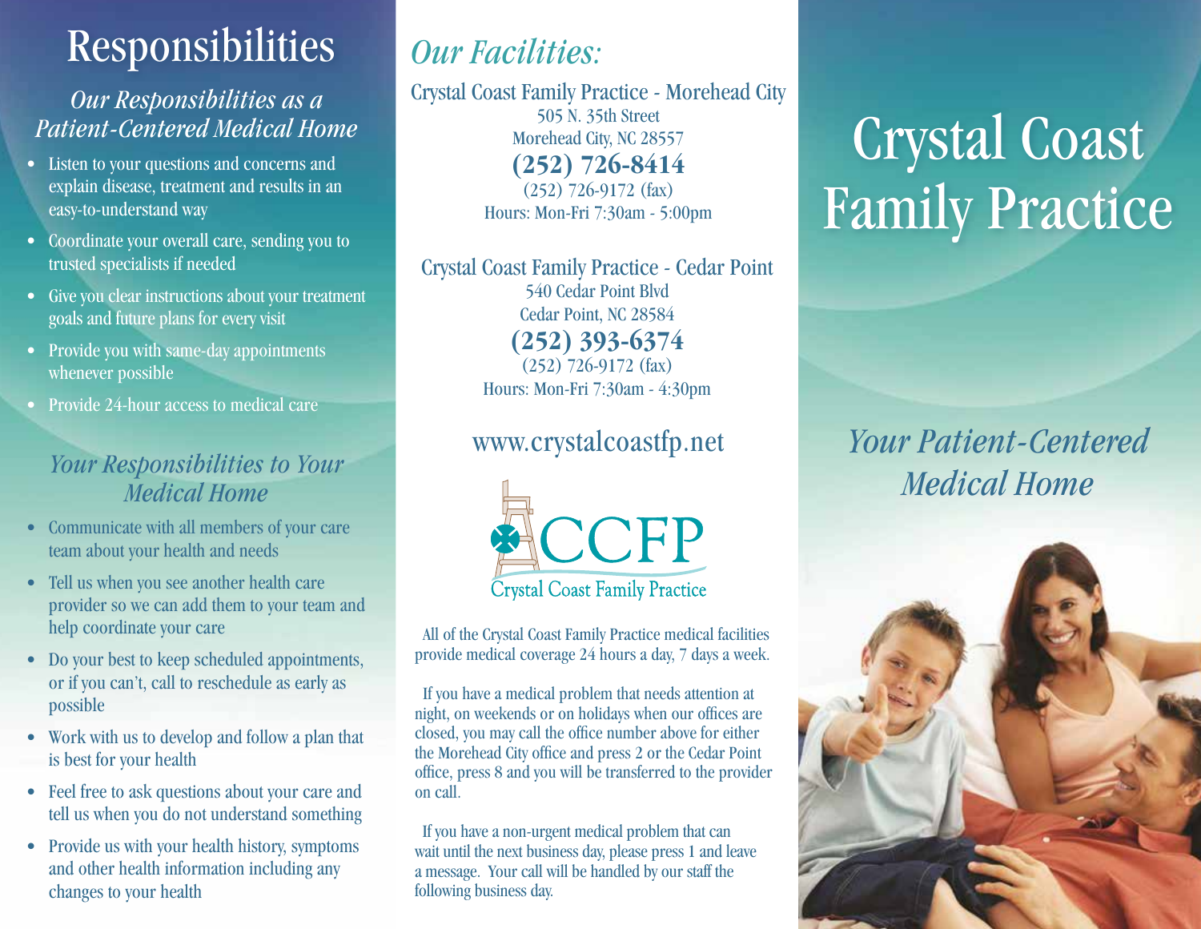# Responsibilities

## *Our Responsibilities as a Patient-Centered Medical Home*

- Listen to your questions and concerns and explain disease, treatment and results in an easy-to-understand way
- Coordinate your overall care, sending you to trusted specialists if needed
- Give you clear instructions about your treatment goals and future plans for every visit
- Provide you with same-day appointments whenever possible
- Provide 24-hour access to medical care

## *Your Responsibilities to Your Medical Home*

- Communicate with all members of your care team about your health and needs
- Tell us when you see another health care provider so we can add them to your team and help coordinate your care
- Do your best to keep scheduled appointments, or if you can't, call to reschedule as early as possible
- Work with us to develop and follow a plan that is best for your health
- Feel free to ask questions about your care and tell us when you do not understand something
- Provide us with your health history, symptoms and other health information including any changes to your health

# *Our Facilities:*

Crystal Coast Family Practice - Morehead City
505 N. 35th Street
Morehead City, NC 28557
**(252) 726-8414**
(252) 726-9172 (fax)
Hours: Mon-Fri 7:30am - 5:00pm

Crystal Coast Family Practice - Cedar Point
540 Cedar Point Blvd
Cedar Point, NC 28584
**(252) 393-6374**
(252) 726-9172 (fax)
Hours: Mon-Fri 7:30am - 4:30pm

www.crystalcoastfp.net

CCFP
Crystal Coast Family Practice

All of the Crystal Coast Family Practice medical facilities provide medical coverage 24 hours a day, 7 days a week.

If you have a medical problem that needs attention at night, on weekends or on holidays when our offices are closed, you may call the office number above for either the Morehead City office and press 2 or the Cedar Point office, press 8 and you will be transferred to the provider on call.

If you have a non-urgent medical problem that can wait until the next business day, please press 1 and leave a message. Your call will be handled by our staff the following business day.

# Crystal Coast Family Practice

## *Your Patient-Centered Medical Home*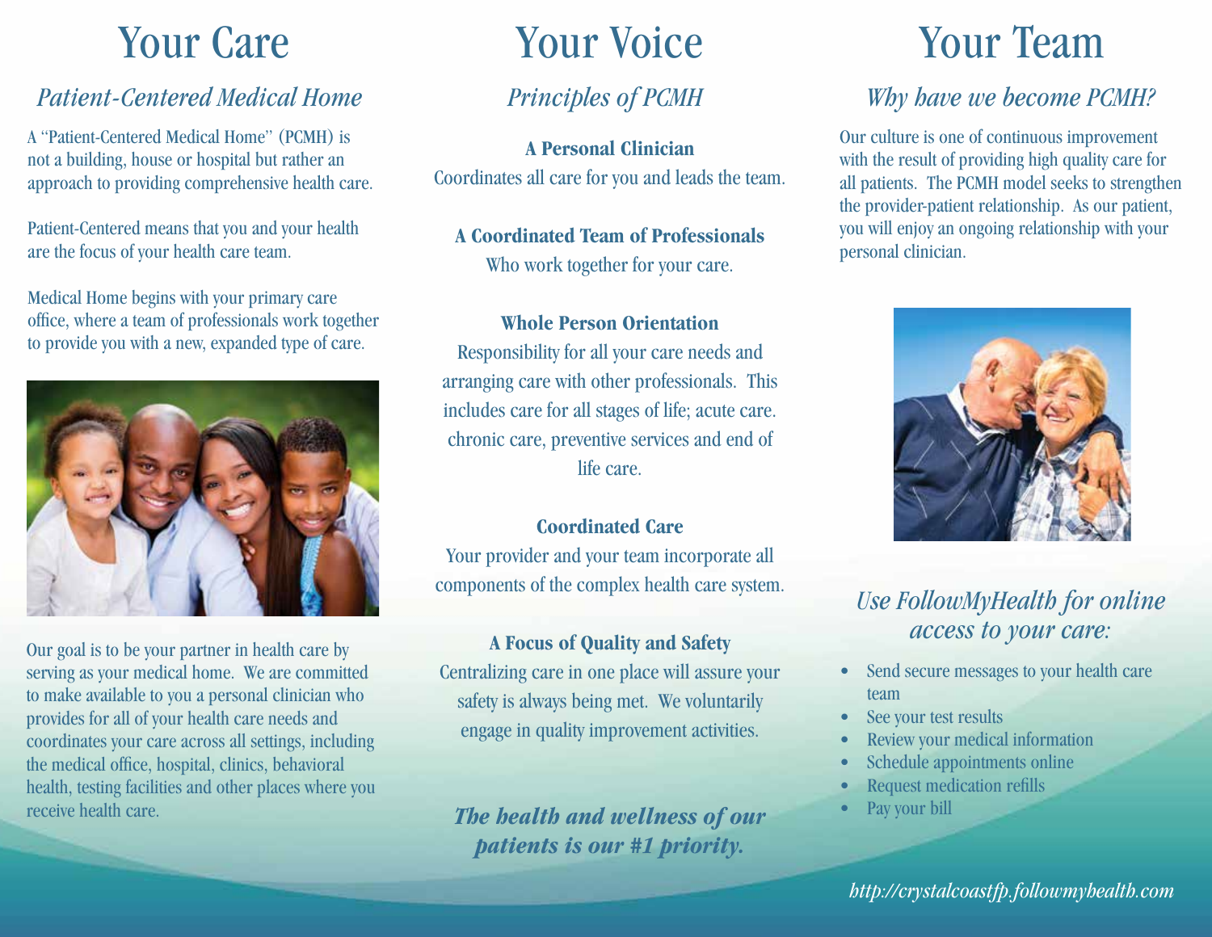# Your Care

## *Patient-Centered Medical Home*

A "Patient-Centered Medical Home" (PCMH) is not a building, house or hospital but rather an approach to providing comprehensive health care.

Patient-Centered means that you and your health are the focus of your health care team.

Medical Home begins with your primary care office, where a team of professionals work together to provide you with a new, expanded type of care.

Our goal is to be your partner in health care by serving as your medical home. We are committed to make available to you a personal clinician who provides for all of your health care needs and coordinates your care across all settings, including the medical office, hospital, clinics, behavioral health, testing facilities and other places where you receive health care.

# Your Voice

## *Principles of PCMH*

**A Personal Clinician**
Coordinates all care for you and leads the team.

**A Coordinated Team of Professionals**
Who work together for your care.

**Whole Person Orientation**
Responsibility for all your care needs and arranging care with other professionals. This includes care for all stages of life; acute care. chronic care, preventive services and end of life care.

**Coordinated Care**
Your provider and your team incorporate all components of the complex health care system.

**A Focus of Quality and Safety**
Centralizing care in one place will assure your safety is always being met. We voluntarily engage in quality improvement activities.

***The health and wellness of our patients is our #1 priority.***

# Your Team

## *Why have we become PCMH?*

Our culture is one of continuous improvement with the result of providing high quality care for all patients. The PCMH model seeks to strengthen the provider-patient relationship. As our patient, you will enjoy an ongoing relationship with your personal clinician.

## *Use FollowMyHealth for online access to your care:*

- Send secure messages to your health care team
- See your test results
- Review your medical information
- Schedule appointments online
- Request medication refills
- Pay your bill

*http://crystalcoastfp.followmyhealth.com*